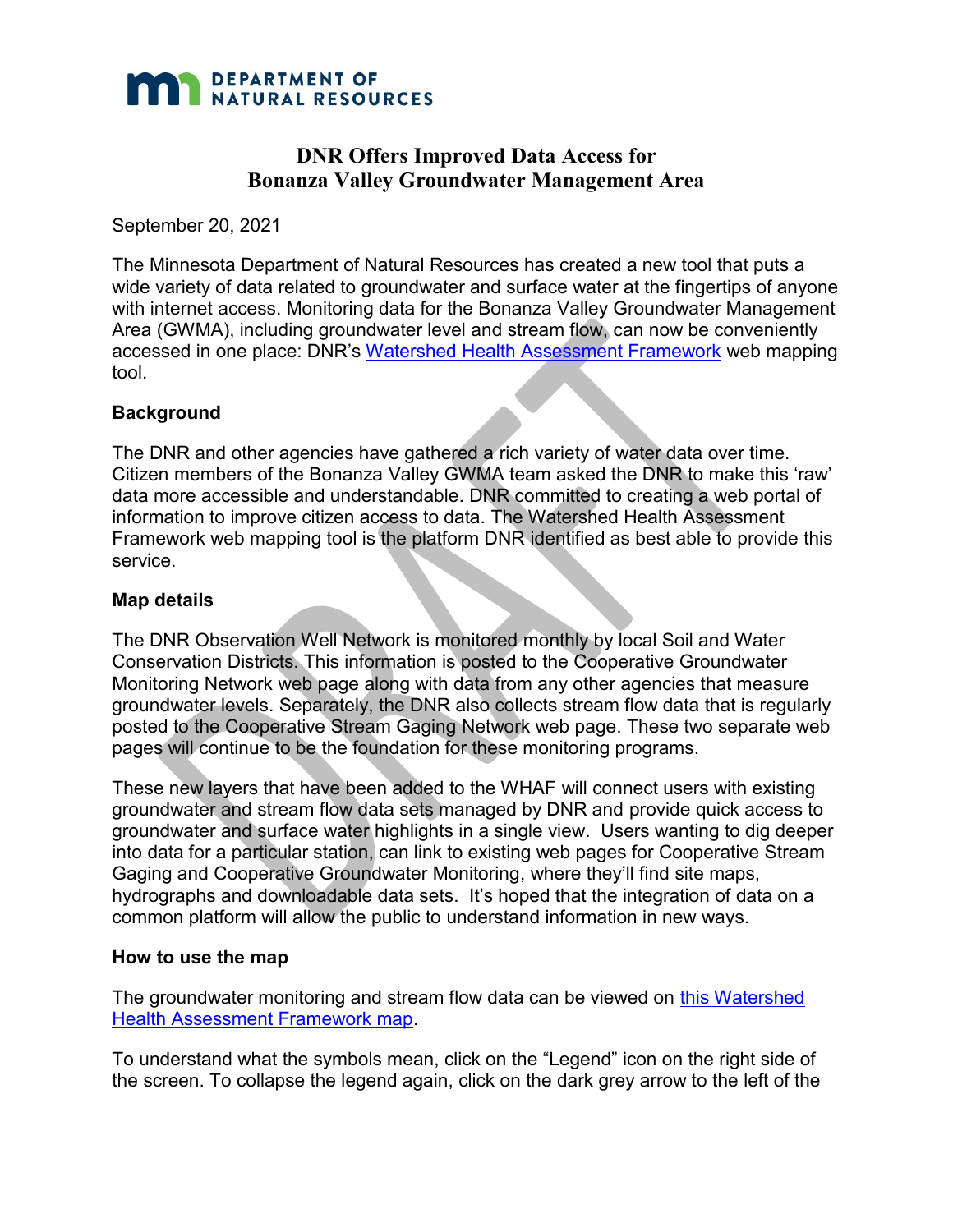DEPARTMENT OF NATURAL RESOURCES

# DNR Offers Improved Data Access for Bonanza Valley Groundwater Management Area

September 20, 2021

The Minnesota Department of Natural Resources has created a new tool that puts a wide variety of data related to groundwater and surface water at the fingertips of anyone with internet access. Monitoring data for the Bonanza Valley Groundwater Management Area (GWMA), including groundwater level and stream flow, can now be conveniently accessed in one place: DNR's Watershed Health Assessment Framework web mapping tool.

### Background

The DNR and other agencies have gathered a rich variety of water data over time. Citizen members of the Bonanza Valley GWMA team asked the DNR to make this 'raw' data more accessible and understandable. DNR committed to creating a web portal of information to improve citizen access to data. The Watershed Health Assessment Framework web mapping tool is the platform DNR identified as best able to provide this service.

### Map details

The DNR Observation Well Network is monitored monthly by local Soil and Water Conservation Districts. This information is posted to the Cooperative Groundwater Monitoring Network web page along with data from any other agencies that measure groundwater levels. Separately, the DNR also collects stream flow data that is regularly posted to the Cooperative Stream Gaging Network web page. These two separate web pages will continue to be the foundation for these monitoring programs.

These new layers that have been added to the WHAF will connect users with existing groundwater and stream flow data sets managed by DNR and provide quick access to groundwater and surface water highlights in a single view. Users wanting to dig deeper into data for a particular station, can link to existing web pages for Cooperative Stream Gaging and Cooperative Groundwater Monitoring, where they'll find site maps, hydrographs and downloadable data sets. It's hoped that the integration of data on a common platform will allow the public to understand information in new ways.

### How to use the map

The groundwater monitoring and stream flow data can be viewed on this Watershed Health Assessment Framework map.

To understand what the symbols mean, click on the "Legend" icon on the right side of the screen. To collapse the legend again, click on the dark grey arrow to the left of the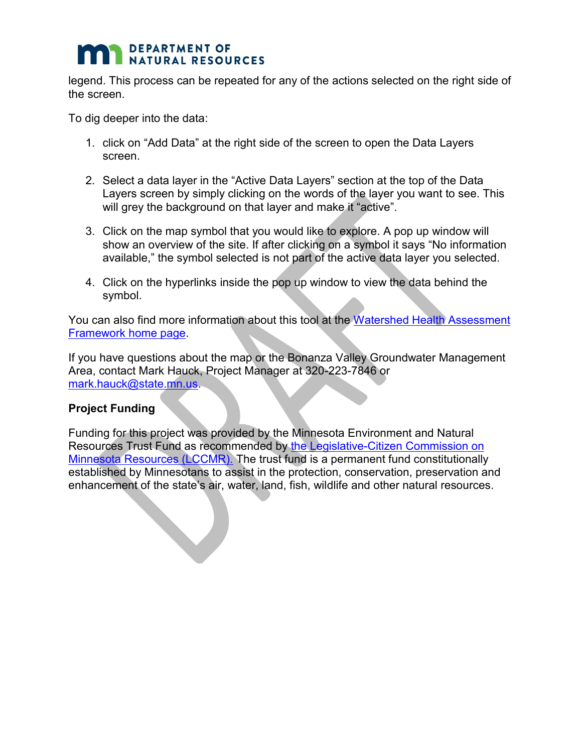legend. This process can be repeated for any of the actions selected on the right side of the screen.

To dig deeper into the data:

1. click on "Add Data" at the right side of the screen to open the Data Layers screen.

2. Select a data layer in the "Active Data Layers" section at the top of the Data Layers screen by simply clicking on the words of the layer you want to see. This will grey the background on that layer and make it "active".

3. Click on the map symbol that you would like to explore. A pop up window will show an overview of the site. If after clicking on a symbol it says "No information available," the symbol selected is not part of the active data layer you selected.

4. Click on the hyperlinks inside the pop up window to view the data behind the symbol.

You can also find more information about this tool at the Watershed Health Assessment Framework home page.

If you have questions about the map or the Bonanza Valley Groundwater Management Area, contact Mark Hauck, Project Manager at 320-223-7846 or mark.hauck@state.mn.us.

**Project Funding**

Funding for this project was provided by the Minnesota Environment and Natural Resources Trust Fund as recommended by the Legislative-Citizen Commission on Minnesota Resources (LCCMR). The trust fund is a permanent fund constitutionally established by Minnesotans to assist in the protection, conservation, preservation and enhancement of the state's air, water, land, fish, wildlife and other natural resources.